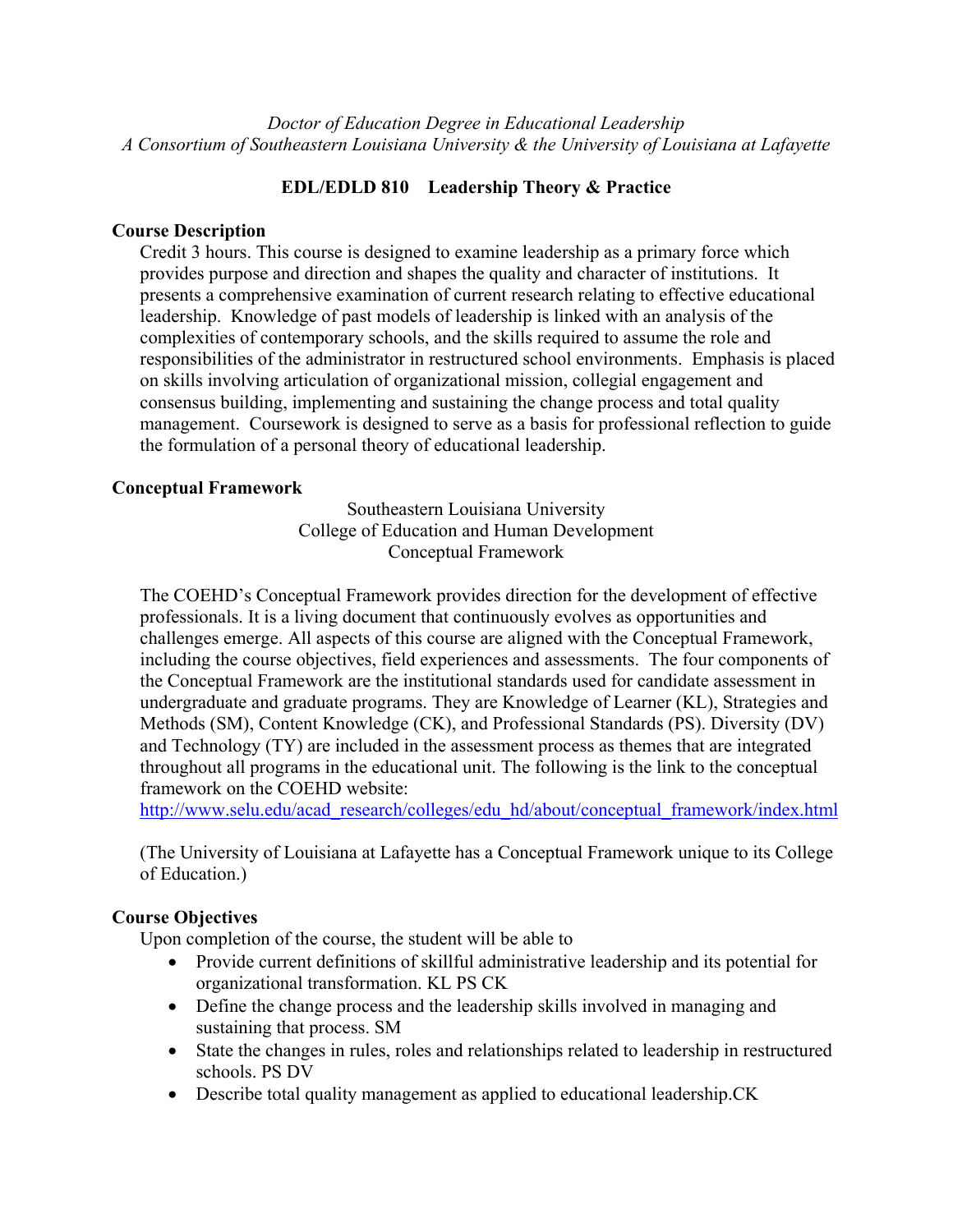*Doctor of Education Degree in Educational Leadership*
*A Consortium of Southeastern Louisiana University & the University of Louisiana at Lafayette*

# EDL/EDLD 810 Leadership Theory & Practice

## Course Description

Credit 3 hours. This course is designed to examine leadership as a primary force which provides purpose and direction and shapes the quality and character of institutions. It presents a comprehensive examination of current research relating to effective educational leadership. Knowledge of past models of leadership is linked with an analysis of the complexities of contemporary schools, and the skills required to assume the role and responsibilities of the administrator in restructured school environments. Emphasis is placed on skills involving articulation of organizational mission, collegial engagement and consensus building, implementing and sustaining the change process and total quality management. Coursework is designed to serve as a basis for professional reflection to guide the formulation of a personal theory of educational leadership.

## Conceptual Framework

Southeastern Louisiana University
College of Education and Human Development
Conceptual Framework

The COEHD's Conceptual Framework provides direction for the development of effective professionals. It is a living document that continuously evolves as opportunities and challenges emerge. All aspects of this course are aligned with the Conceptual Framework, including the course objectives, field experiences and assessments. The four components of the Conceptual Framework are the institutional standards used for candidate assessment in undergraduate and graduate programs. They are Knowledge of Learner (KL), Strategies and Methods (SM), Content Knowledge (CK), and Professional Standards (PS). Diversity (DV) and Technology (TY) are included in the assessment process as themes that are integrated throughout all programs in the educational unit. The following is the link to the conceptual framework on the COEHD website:
http://www.selu.edu/acad_research/colleges/edu_hd/about/conceptual_framework/index.html

(The University of Louisiana at Lafayette has a Conceptual Framework unique to its College of Education.)

## Course Objectives

Upon completion of the course, the student will be able to

- Provide current definitions of skillful administrative leadership and its potential for organizational transformation. KL PS CK
- Define the change process and the leadership skills involved in managing and sustaining that process. SM
- State the changes in rules, roles and relationships related to leadership in restructured schools. PS DV
- Describe total quality management as applied to educational leadership.CK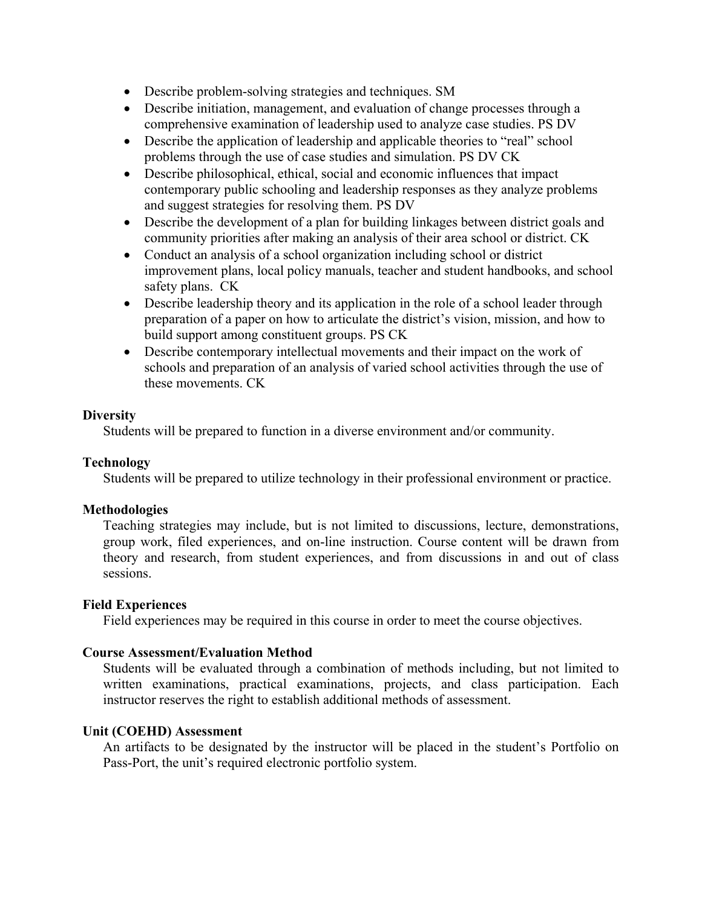- Describe problem-solving strategies and techniques. SM
- Describe initiation, management, and evaluation of change processes through a comprehensive examination of leadership used to analyze case studies. PS DV
- Describe the application of leadership and applicable theories to "real" school problems through the use of case studies and simulation. PS DV CK
- Describe philosophical, ethical, social and economic influences that impact contemporary public schooling and leadership responses as they analyze problems and suggest strategies for resolving them. PS DV
- Describe the development of a plan for building linkages between district goals and community priorities after making an analysis of their area school or district. CK
- Conduct an analysis of a school organization including school or district improvement plans, local policy manuals, teacher and student handbooks, and school safety plans. CK
- Describe leadership theory and its application in the role of a school leader through preparation of a paper on how to articulate the district's vision, mission, and how to build support among constituent groups. PS CK
- Describe contemporary intellectual movements and their impact on the work of schools and preparation of an analysis of varied school activities through the use of these movements. CK

**Diversity**

Students will be prepared to function in a diverse environment and/or community.

**Technology**

Students will be prepared to utilize technology in their professional environment or practice.

**Methodologies**

Teaching strategies may include, but is not limited to discussions, lecture, demonstrations, group work, filed experiences, and on-line instruction. Course content will be drawn from theory and research, from student experiences, and from discussions in and out of class sessions.

**Field Experiences**

Field experiences may be required in this course in order to meet the course objectives.

**Course Assessment/Evaluation Method**

Students will be evaluated through a combination of methods including, but not limited to written examinations, practical examinations, projects, and class participation. Each instructor reserves the right to establish additional methods of assessment.

**Unit (COEHD) Assessment**

An artifacts to be designated by the instructor will be placed in the student's Portfolio on Pass-Port, the unit's required electronic portfolio system.